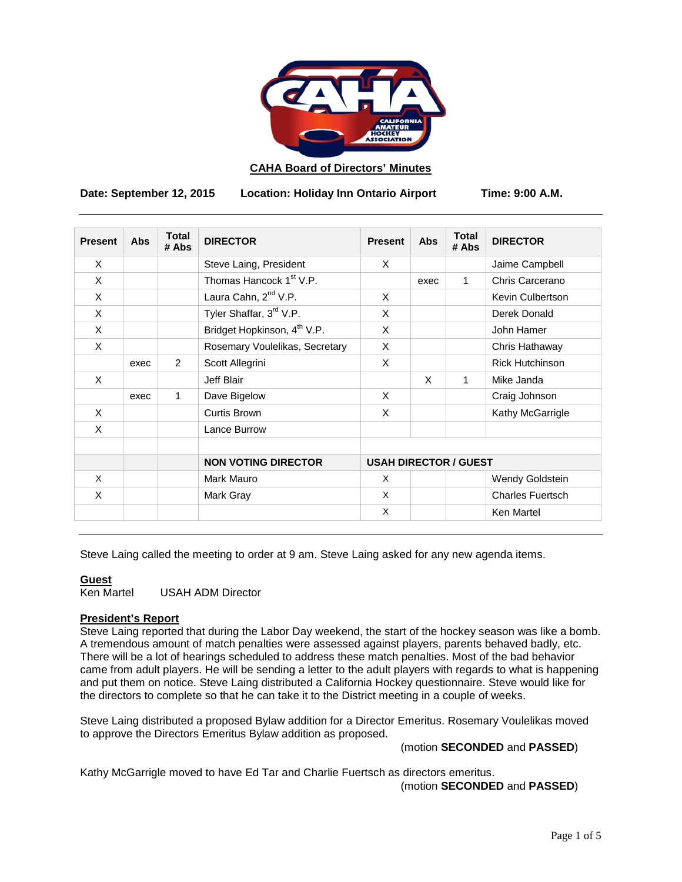**CAHA Board of Directors' Minutes**

**Date: September 12, 2015 Location: Holiday Inn Ontario Airport Time: 9:00 A.M.**

| Present | Abs | Total # Abs | DIRECTOR | Present | Abs | Total # Abs | DIRECTOR |
|---|---|---|---|---|---|---|---|
| X | | | Steve Laing, President | X | | | Jaime Campbell |
| X | | | Thomas Hancock 1st V.P. | | exec | 1 | Chris Carcerano |
| X | | | Laura Cahn, 2nd V.P. | X | | | Kevin Culbertson |
| X | | | Tyler Shaffar, 3rd V.P. | X | | | Derek Donald |
| X | | | Bridget Hopkinson, 4th V.P. | X | | | John Hamer |
| X | | | Rosemary Voulelikas, Secretary | X | | | Chris Hathaway |
| | exec | 2 | Scott Allegrini | X | | | Rick Hutchinson |
| X | | | Jeff Blair | | X | 1 | Mike Janda |
| | exec | 1 | Dave Bigelow | X | | | Craig Johnson |
| X | | | Curtis Brown | X | | | Kathy McGarrigle |
| X | | | Lance Burrow | | | | |
| | | | | | | | |
| | | | **NON VOTING DIRECTOR** | **USAH DIRECTOR / GUEST** | | | |
| X | | | Mark Mauro | X | | | Wendy Goldstein |
| X | | | Mark Gray | X | | | Charles Fuertsch |
| | | | | X | | | Ken Martel |

Steve Laing called the meeting to order at 9 am. Steve Laing asked for any new agenda items.

**Guest**
Ken Martel USAH ADM Director

**President's Report**
Steve Laing reported that during the Labor Day weekend, the start of the hockey season was like a bomb. A tremendous amount of match penalties were assessed against players, parents behaved badly, etc. There will be a lot of hearings scheduled to address these match penalties. Most of the bad behavior came from adult players. He will be sending a letter to the adult players with regards to what is happening and put them on notice. Steve Laing distributed a California Hockey questionnaire. Steve would like for the directors to complete so that he can take it to the District meeting in a couple of weeks.

Steve Laing distributed a proposed Bylaw addition for a Director Emeritus. Rosemary Voulelikas moved to approve the Directors Emeritus Bylaw addition as proposed.

(motion **SECONDED** and **PASSED**)

Kathy McGarrigle moved to have Ed Tar and Charlie Fuertsch as directors emeritus.

(motion **SECONDED** and **PASSED**)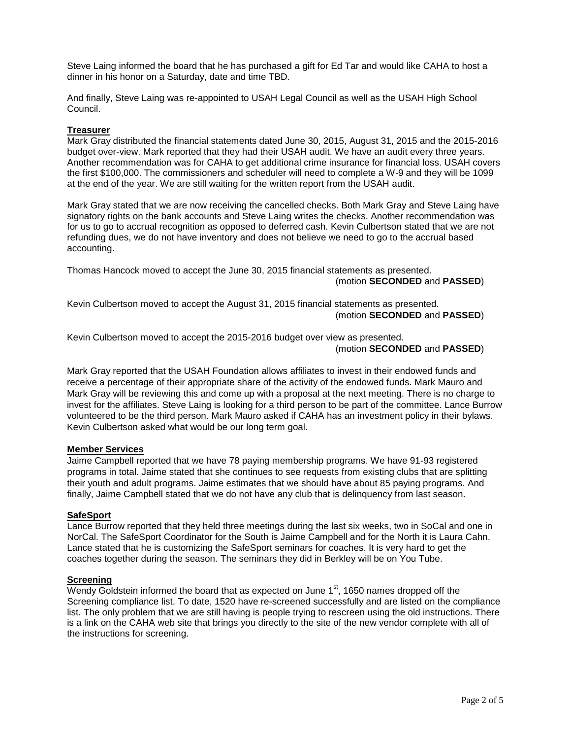Steve Laing informed the board that he has purchased a gift for Ed Tar and would like CAHA to host a dinner in his honor on a Saturday, date and time TBD.

And finally, Steve Laing was re-appointed to USAH Legal Council as well as the USAH High School Council.

## Treasurer

Mark Gray distributed the financial statements dated June 30, 2015, August 31, 2015 and the 2015-2016 budget over-view. Mark reported that they had their USAH audit. We have an audit every three years. Another recommendation was for CAHA to get additional crime insurance for financial loss. USAH covers the first $100,000. The commissioners and scheduler will need to complete a W-9 and they will be 1099 at the end of the year. We are still waiting for the written report from the USAH audit.

Mark Gray stated that we are now receiving the cancelled checks. Both Mark Gray and Steve Laing have signatory rights on the bank accounts and Steve Laing writes the checks. Another recommendation was for us to go to accrual recognition as opposed to deferred cash. Kevin Culbertson stated that we are not refunding dues, we do not have inventory and does not believe we need to go to the accrual based accounting.

Thomas Hancock moved to accept the June 30, 2015 financial statements as presented.
(motion **SECONDED** and **PASSED**)

Kevin Culbertson moved to accept the August 31, 2015 financial statements as presented.
(motion **SECONDED** and **PASSED**)

Kevin Culbertson moved to accept the 2015-2016 budget over view as presented.
(motion **SECONDED** and **PASSED**)

Mark Gray reported that the USAH Foundation allows affiliates to invest in their endowed funds and receive a percentage of their appropriate share of the activity of the endowed funds. Mark Mauro and Mark Gray will be reviewing this and come up with a proposal at the next meeting. There is no charge to invest for the affiliates. Steve Laing is looking for a third person to be part of the committee. Lance Burrow volunteered to be the third person. Mark Mauro asked if CAHA has an investment policy in their bylaws. Kevin Culbertson asked what would be our long term goal.

## Member Services

Jaime Campbell reported that we have 78 paying membership programs. We have 91-93 registered programs in total. Jaime stated that she continues to see requests from existing clubs that are splitting their youth and adult programs. Jaime estimates that we should have about 85 paying programs. And finally, Jaime Campbell stated that we do not have any club that is delinquency from last season.

## SafeSport

Lance Burrow reported that they held three meetings during the last six weeks, two in SoCal and one in NorCal. The SafeSport Coordinator for the South is Jaime Campbell and for the North it is Laura Cahn. Lance stated that he is customizing the SafeSport seminars for coaches. It is very hard to get the coaches together during the season. The seminars they did in Berkley will be on You Tube.

## Screening

Wendy Goldstein informed the board that as expected on June 1st, 1650 names dropped off the Screening compliance list. To date, 1520 have re-screened successfully and are listed on the compliance list. The only problem that we are still having is people trying to rescreen using the old instructions. There is a link on the CAHA web site that brings you directly to the site of the new vendor complete with all of the instructions for screening.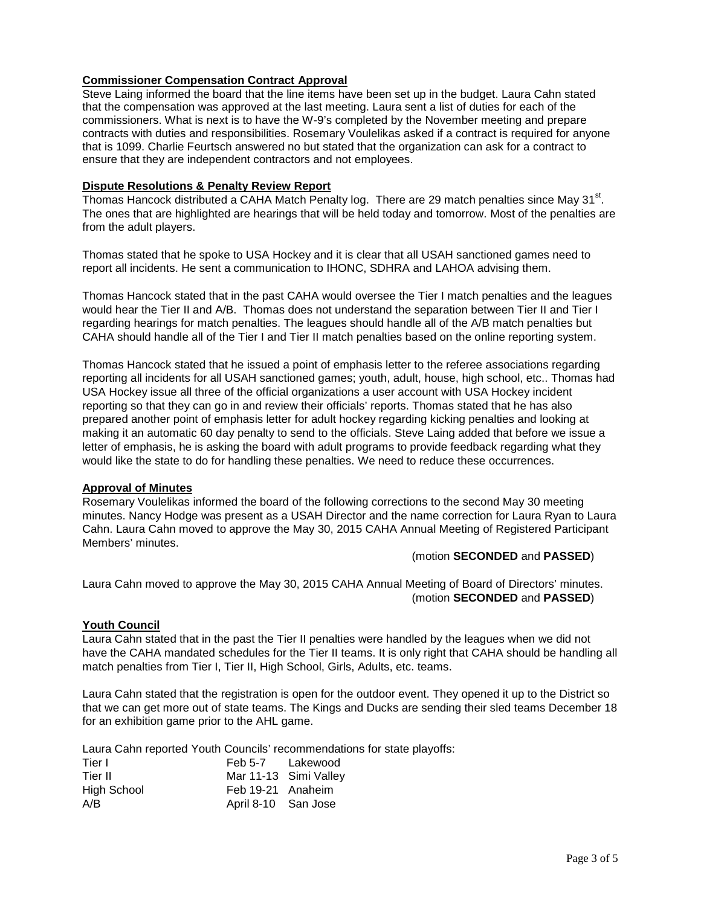**Commissioner Compensation Contract Approval**

Steve Laing informed the board that the line items have been set up in the budget. Laura Cahn stated that the compensation was approved at the last meeting. Laura sent a list of duties for each of the commissioners. What is next is to have the W-9's completed by the November meeting and prepare contracts with duties and responsibilities. Rosemary Voulelikas asked if a contract is required for anyone that is 1099. Charlie Feurtsch answered no but stated that the organization can ask for a contract to ensure that they are independent contractors and not employees.

**Dispute Resolutions & Penalty Review Report**

Thomas Hancock distributed a CAHA Match Penalty log. There are 29 match penalties since May 31st. The ones that are highlighted are hearings that will be held today and tomorrow. Most of the penalties are from the adult players.

Thomas stated that he spoke to USA Hockey and it is clear that all USAH sanctioned games need to report all incidents. He sent a communication to IHONC, SDHRA and LAHOA advising them.

Thomas Hancock stated that in the past CAHA would oversee the Tier I match penalties and the leagues would hear the Tier II and A/B. Thomas does not understand the separation between Tier II and Tier I regarding hearings for match penalties. The leagues should handle all of the A/B match penalties but CAHA should handle all of the Tier I and Tier II match penalties based on the online reporting system.

Thomas Hancock stated that he issued a point of emphasis letter to the referee associations regarding reporting all incidents for all USAH sanctioned games; youth, adult, house, high school, etc.. Thomas had USA Hockey issue all three of the official organizations a user account with USA Hockey incident reporting so that they can go in and review their officials' reports. Thomas stated that he has also prepared another point of emphasis letter for adult hockey regarding kicking penalties and looking at making it an automatic 60 day penalty to send to the officials. Steve Laing added that before we issue a letter of emphasis, he is asking the board with adult programs to provide feedback regarding what they would like the state to do for handling these penalties. We need to reduce these occurrences.

**Approval of Minutes**

Rosemary Voulelikas informed the board of the following corrections to the second May 30 meeting minutes. Nancy Hodge was present as a USAH Director and the name correction for Laura Ryan to Laura Cahn. Laura Cahn moved to approve the May 30, 2015 CAHA Annual Meeting of Registered Participant Members' minutes.

(motion **SECONDED** and **PASSED**)

Laura Cahn moved to approve the May 30, 2015 CAHA Annual Meeting of Board of Directors' minutes.

(motion **SECONDED** and **PASSED**)

**Youth Council**

Laura Cahn stated that in the past the Tier II penalties were handled by the leagues when we did not have the CAHA mandated schedules for the Tier II teams. It is only right that CAHA should be handling all match penalties from Tier I, Tier II, High School, Girls, Adults, etc. teams.

Laura Cahn stated that the registration is open for the outdoor event. They opened it up to the District so that we can get more out of state teams. The Kings and Ducks are sending their sled teams December 18 for an exhibition game prior to the AHL game.

Laura Cahn reported Youth Councils' recommendations for state playoffs:

| | | |
|---|---|---|
| Tier I | Feb 5-7 | Lakewood |
| Tier II | Mar 11-13 | Simi Valley |
| High School | Feb 19-21 | Anaheim |
| A/B | April 8-10 | San Jose |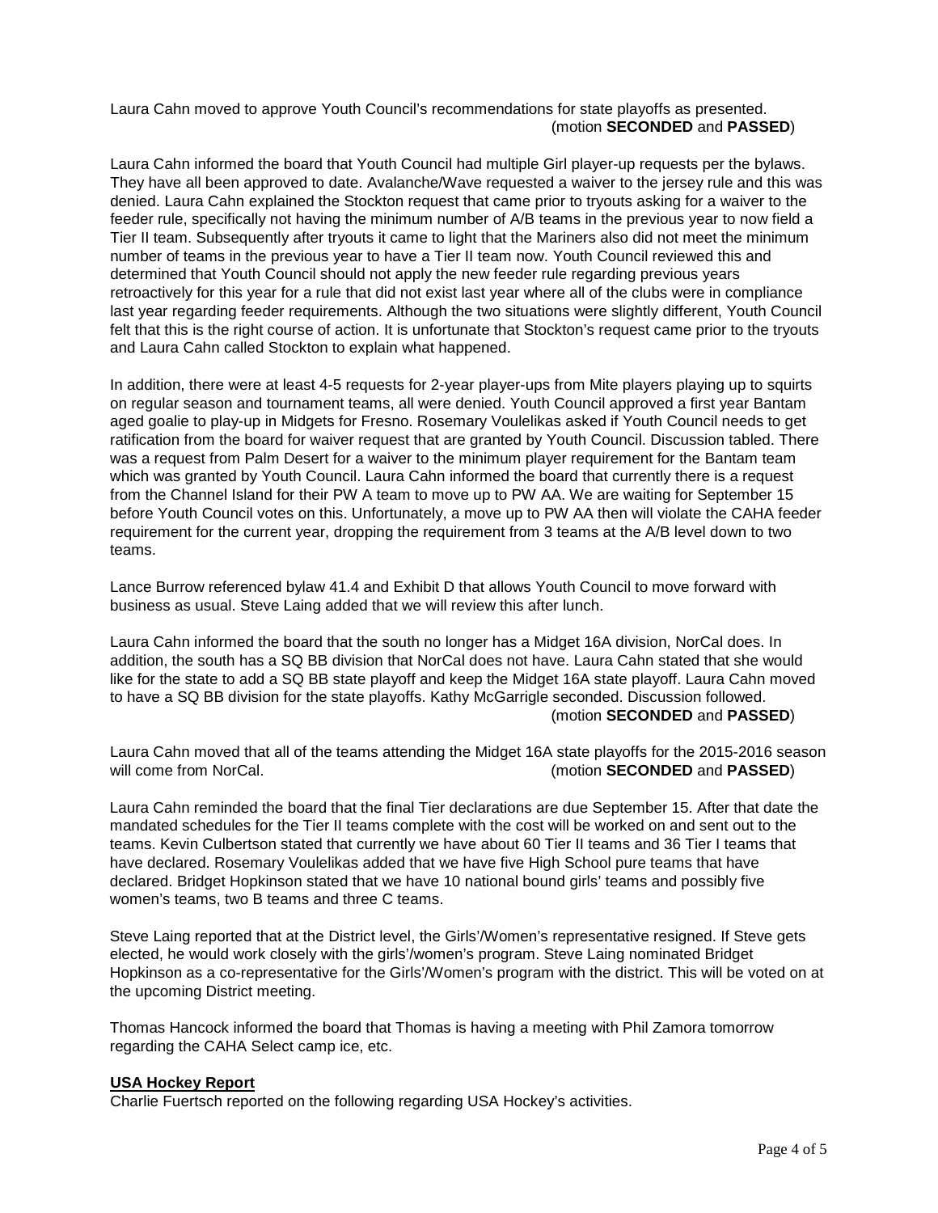Laura Cahn moved to approve Youth Council's recommendations for state playoffs as presented. (motion **SECONDED** and **PASSED**)

Laura Cahn informed the board that Youth Council had multiple Girl player-up requests per the bylaws. They have all been approved to date. Avalanche/Wave requested a waiver to the jersey rule and this was denied. Laura Cahn explained the Stockton request that came prior to tryouts asking for a waiver to the feeder rule, specifically not having the minimum number of A/B teams in the previous year to now field a Tier II team. Subsequently after tryouts it came to light that the Mariners also did not meet the minimum number of teams in the previous year to have a Tier II team now. Youth Council reviewed this and determined that Youth Council should not apply the new feeder rule regarding previous years retroactively for this year for a rule that did not exist last year where all of the clubs were in compliance last year regarding feeder requirements. Although the two situations were slightly different, Youth Council felt that this is the right course of action. It is unfortunate that Stockton's request came prior to the tryouts and Laura Cahn called Stockton to explain what happened.

In addition, there were at least 4-5 requests for 2-year player-ups from Mite players playing up to squirts on regular season and tournament teams, all were denied. Youth Council approved a first year Bantam aged goalie to play-up in Midgets for Fresno. Rosemary Voulelikas asked if Youth Council needs to get ratification from the board for waiver request that are granted by Youth Council. Discussion tabled. There was a request from Palm Desert for a waiver to the minimum player requirement for the Bantam team which was granted by Youth Council. Laura Cahn informed the board that currently there is a request from the Channel Island for their PW A team to move up to PW AA. We are waiting for September 15 before Youth Council votes on this. Unfortunately, a move up to PW AA then will violate the CAHA feeder requirement for the current year, dropping the requirement from 3 teams at the A/B level down to two teams.

Lance Burrow referenced bylaw 41.4 and Exhibit D that allows Youth Council to move forward with business as usual. Steve Laing added that we will review this after lunch.

Laura Cahn informed the board that the south no longer has a Midget 16A division, NorCal does. In addition, the south has a SQ BB division that NorCal does not have. Laura Cahn stated that she would like for the state to add a SQ BB state playoff and keep the Midget 16A state playoff. Laura Cahn moved to have a SQ BB division for the state playoffs. Kathy McGarrigle seconded. Discussion followed. (motion **SECONDED** and **PASSED**)

Laura Cahn moved that all of the teams attending the Midget 16A state playoffs for the 2015-2016 season will come from NorCal. (motion **SECONDED** and **PASSED**)

Laura Cahn reminded the board that the final Tier declarations are due September 15. After that date the mandated schedules for the Tier II teams complete with the cost will be worked on and sent out to the teams. Kevin Culbertson stated that currently we have about 60 Tier II teams and 36 Tier I teams that have declared. Rosemary Voulelikas added that we have five High School pure teams that have declared. Bridget Hopkinson stated that we have 10 national bound girls' teams and possibly five women's teams, two B teams and three C teams.

Steve Laing reported that at the District level, the Girls'/Women's representative resigned. If Steve gets elected, he would work closely with the girls'/women's program. Steve Laing nominated Bridget Hopkinson as a co-representative for the Girls'/Women's program with the district. This will be voted on at the upcoming District meeting.

Thomas Hancock informed the board that Thomas is having a meeting with Phil Zamora tomorrow regarding the CAHA Select camp ice, etc.

**USA Hockey Report**

Charlie Fuertsch reported on the following regarding USA Hockey's activities.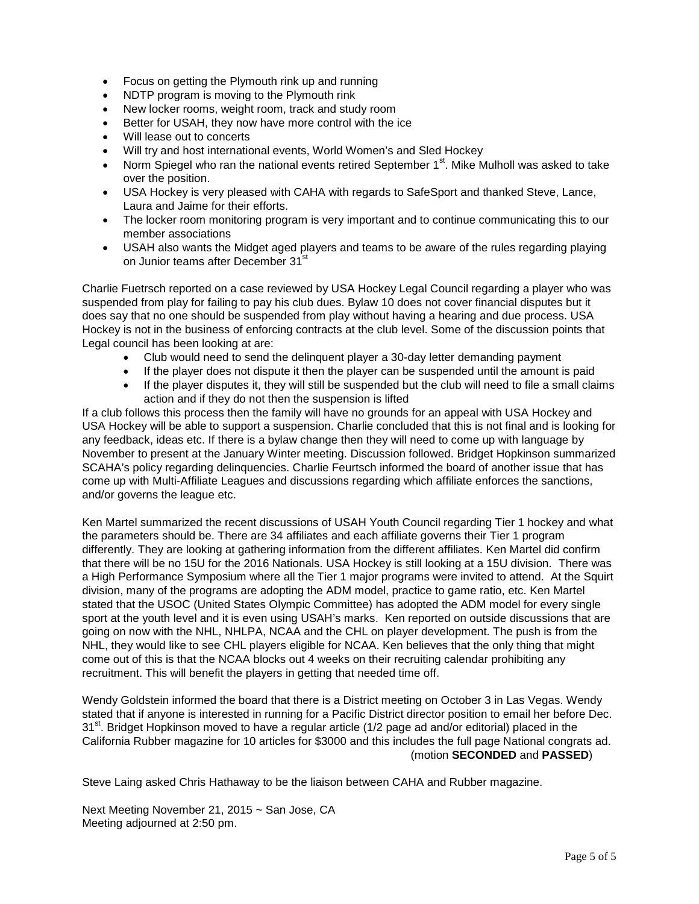- Focus on getting the Plymouth rink up and running
- NDTP program is moving to the Plymouth rink
- New locker rooms, weight room, track and study room
- Better for USAH, they now have more control with the ice
- Will lease out to concerts
- Will try and host international events, World Women's and Sled Hockey
- Norm Spiegel who ran the national events retired September 1st. Mike Mulholl was asked to take over the position.
- USA Hockey is very pleased with CAHA with regards to SafeSport and thanked Steve, Lance, Laura and Jaime for their efforts.
- The locker room monitoring program is very important and to continue communicating this to our member associations
- USAH also wants the Midget aged players and teams to be aware of the rules regarding playing on Junior teams after December 31st

Charlie Fuetrsch reported on a case reviewed by USA Hockey Legal Council regarding a player who was suspended from play for failing to pay his club dues. Bylaw 10 does not cover financial disputes but it does say that no one should be suspended from play without having a hearing and due process. USA Hockey is not in the business of enforcing contracts at the club level. Some of the discussion points that Legal council has been looking at are:

- Club would need to send the delinquent player a 30-day letter demanding payment
- If the player does not dispute it then the player can be suspended until the amount is paid
- If the player disputes it, they will still be suspended but the club will need to file a small claims action and if they do not then the suspension is lifted

If a club follows this process then the family will have no grounds for an appeal with USA Hockey and USA Hockey will be able to support a suspension. Charlie concluded that this is not final and is looking for any feedback, ideas etc. If there is a bylaw change then they will need to come up with language by November to present at the January Winter meeting. Discussion followed. Bridget Hopkinson summarized SCAHA's policy regarding delinquencies. Charlie Feurtsch informed the board of another issue that has come up with Multi-Affiliate Leagues and discussions regarding which affiliate enforces the sanctions, and/or governs the league etc.

Ken Martel summarized the recent discussions of USAH Youth Council regarding Tier 1 hockey and what the parameters should be. There are 34 affiliates and each affiliate governs their Tier 1 program differently. They are looking at gathering information from the different affiliates. Ken Martel did confirm that there will be no 15U for the 2016 Nationals. USA Hockey is still looking at a 15U division. There was a High Performance Symposium where all the Tier 1 major programs were invited to attend. At the Squirt division, many of the programs are adopting the ADM model, practice to game ratio, etc. Ken Martel stated that the USOC (United States Olympic Committee) has adopted the ADM model for every single sport at the youth level and it is even using USAH's marks. Ken reported on outside discussions that are going on now with the NHL, NHLPA, NCAA and the CHL on player development. The push is from the NHL, they would like to see CHL players eligible for NCAA. Ken believes that the only thing that might come out of this is that the NCAA blocks out 4 weeks on their recruiting calendar prohibiting any recruitment. This will benefit the players in getting that needed time off.

Wendy Goldstein informed the board that there is a District meeting on October 3 in Las Vegas. Wendy stated that if anyone is interested in running for a Pacific District director position to email her before Dec. 31st. Bridget Hopkinson moved to have a regular article (1/2 page ad and/or editorial) placed in the California Rubber magazine for 10 articles for $3000 and this includes the full page National congrats ad. (motion **SECONDED** and **PASSED**)

Steve Laing asked Chris Hathaway to be the liaison between CAHA and Rubber magazine.

Next Meeting November 21, 2015 ~ San Jose, CA
Meeting adjourned at 2:50 pm.